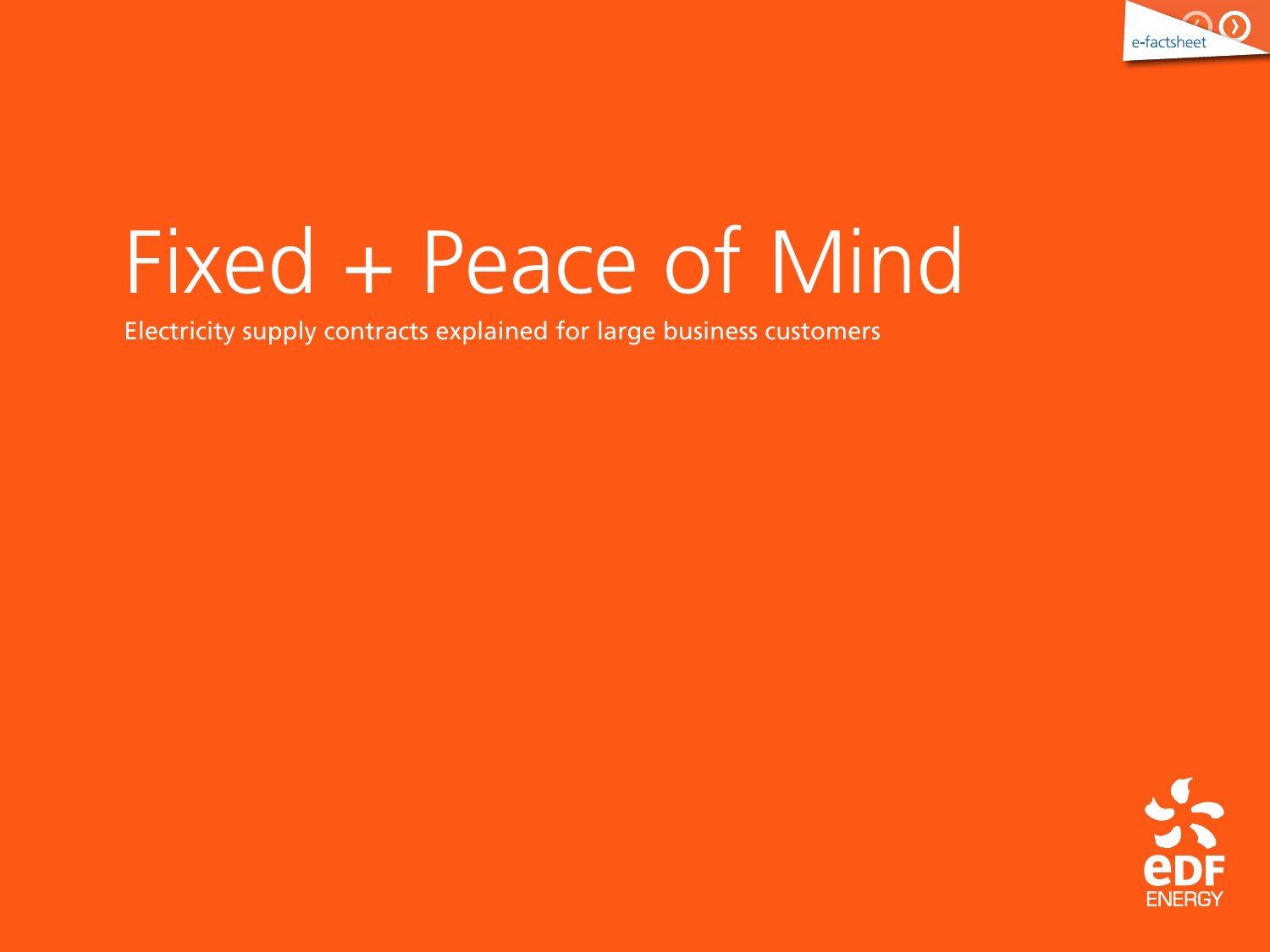# Fixed + Peace of Mind

Electricity supply contracts explained for large business customers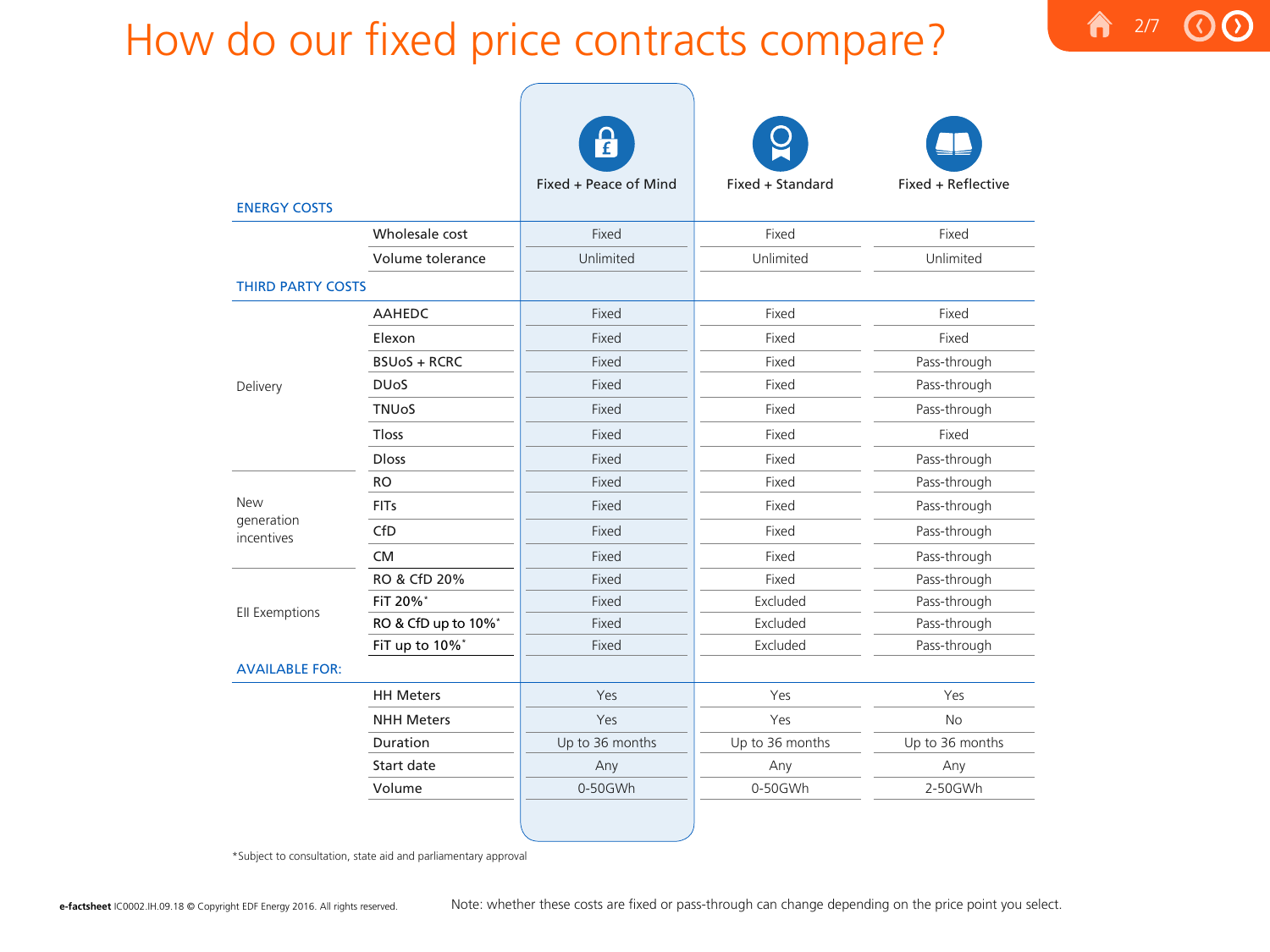# How do our fixed price contracts compare?

| | | Fixed + Peace of Mind | Fixed + Standard | Fixed + Reflective |
|---|---|---|---|---|
| **ENERGY COSTS** | | | | |
| | Wholesale cost | Fixed | Fixed | Fixed |
| | Volume tolerance | Unlimited | Unlimited | Unlimited |
| **THIRD PARTY COSTS** | | | | |
| Delivery | AAHEDC | Fixed | Fixed | Fixed |
| | Elexon | Fixed | Fixed | Fixed |
| | BSUoS + RCRC | Fixed | Fixed | Pass-through |
| | DUoS | Fixed | Fixed | Pass-through |
| | TNUoS | Fixed | Fixed | Pass-through |
| | Tloss | Fixed | Fixed | Fixed |
| | Dloss | Fixed | Fixed | Pass-through |
| New generation incentives | RO | Fixed | Fixed | Pass-through |
| | FITs | Fixed | Fixed | Pass-through |
| | CfD | Fixed | Fixed | Pass-through |
| | CM | Fixed | Fixed | Pass-through |
| EII Exemptions | RO & CfD 20% | Fixed | Fixed | Pass-through |
| | FiT 20%* | Fixed | Excluded | Pass-through |
| | RO & CfD up to 10%* | Fixed | Excluded | Pass-through |
| | FiT up to 10%* | Fixed | Excluded | Pass-through |
| **AVAILABLE FOR:** | | | | |
| | HH Meters | Yes | Yes | Yes |
| | NHH Meters | Yes | Yes | No |
| | Duration | Up to 36 months | Up to 36 months | Up to 36 months |
| | Start date | Any | Any | Any |
| | Volume | 0-50GWh | 0-50GWh | 2-50GWh |

*Subject to consultation, state aid and parliamentary approval

Note: whether these costs are fixed or pass-through can change depending on the price point you select.

**e-factsheet** IC0002.IH.09.18 © Copyright EDF Energy 2016. All rights reserved.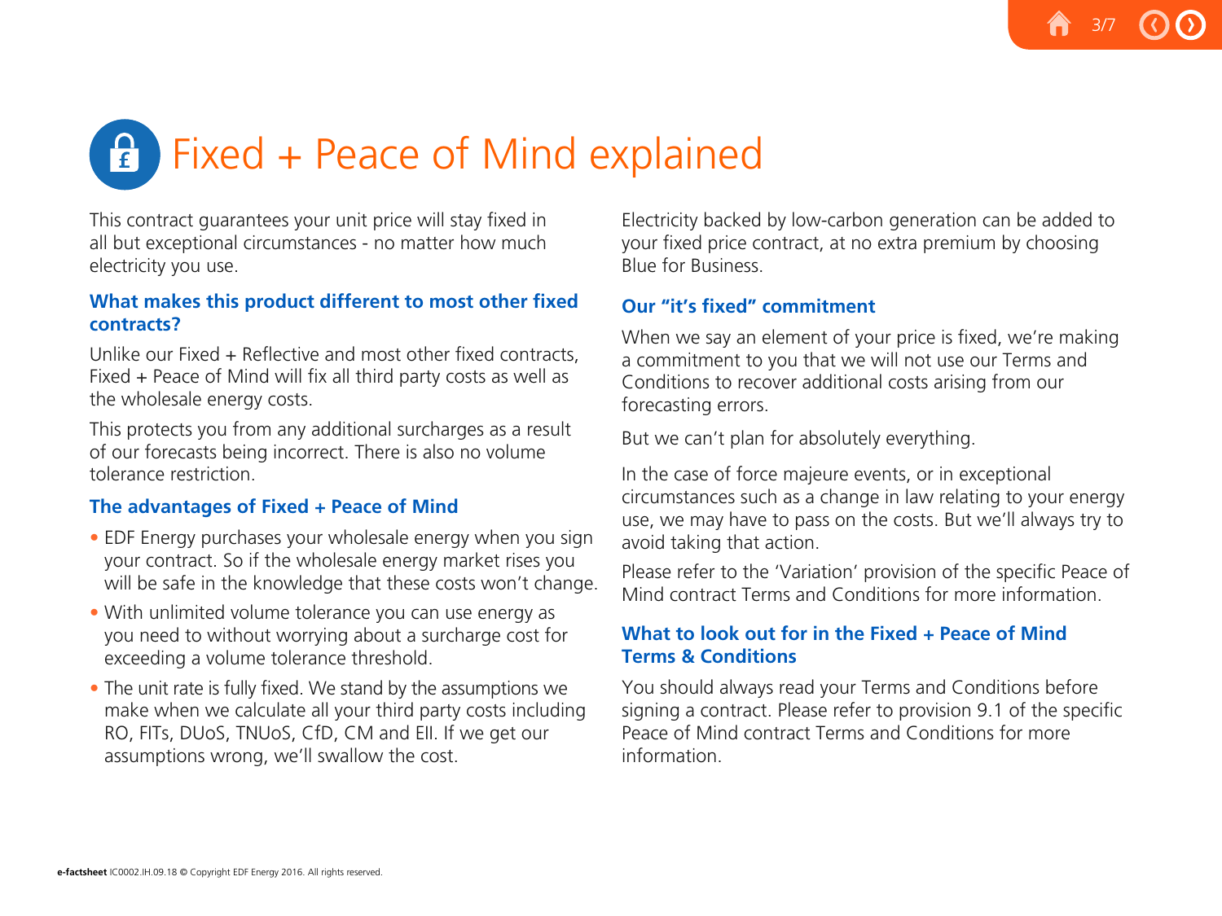# Fixed + Peace of Mind explained

This contract guarantees your unit price will stay fixed in all but exceptional circumstances - no matter how much electricity you use.

## What makes this product different to most other fixed contracts?

Unlike our Fixed + Reflective and most other fixed contracts, Fixed + Peace of Mind will fix all third party costs as well as the wholesale energy costs.

This protects you from any additional surcharges as a result of our forecasts being incorrect. There is also no volume tolerance restriction.

## The advantages of Fixed + Peace of Mind

- EDF Energy purchases your wholesale energy when you sign your contract. So if the wholesale energy market rises you will be safe in the knowledge that these costs won't change.
- With unlimited volume tolerance you can use energy as you need to without worrying about a surcharge cost for exceeding a volume tolerance threshold.
- The unit rate is fully fixed. We stand by the assumptions we make when we calculate all your third party costs including RO, FITs, DUoS, TNUoS, CfD, CM and EII. If we get our assumptions wrong, we'll swallow the cost.

Electricity backed by low-carbon generation can be added to your fixed price contract, at no extra premium by choosing Blue for Business.

## Our "it's fixed" commitment

When we say an element of your price is fixed, we're making a commitment to you that we will not use our Terms and Conditions to recover additional costs arising from our forecasting errors.

But we can't plan for absolutely everything.

In the case of force majeure events, or in exceptional circumstances such as a change in law relating to your energy use, we may have to pass on the costs. But we'll always try to avoid taking that action.

Please refer to the 'Variation' provision of the specific Peace of Mind contract Terms and Conditions for more information.

## What to look out for in the Fixed + Peace of Mind Terms & Conditions

You should always read your Terms and Conditions before signing a contract. Please refer to provision 9.1 of the specific Peace of Mind contract Terms and Conditions for more information.

**e-factsheet** IC0002.IH.09.18 © Copyright EDF Energy 2016. All rights reserved.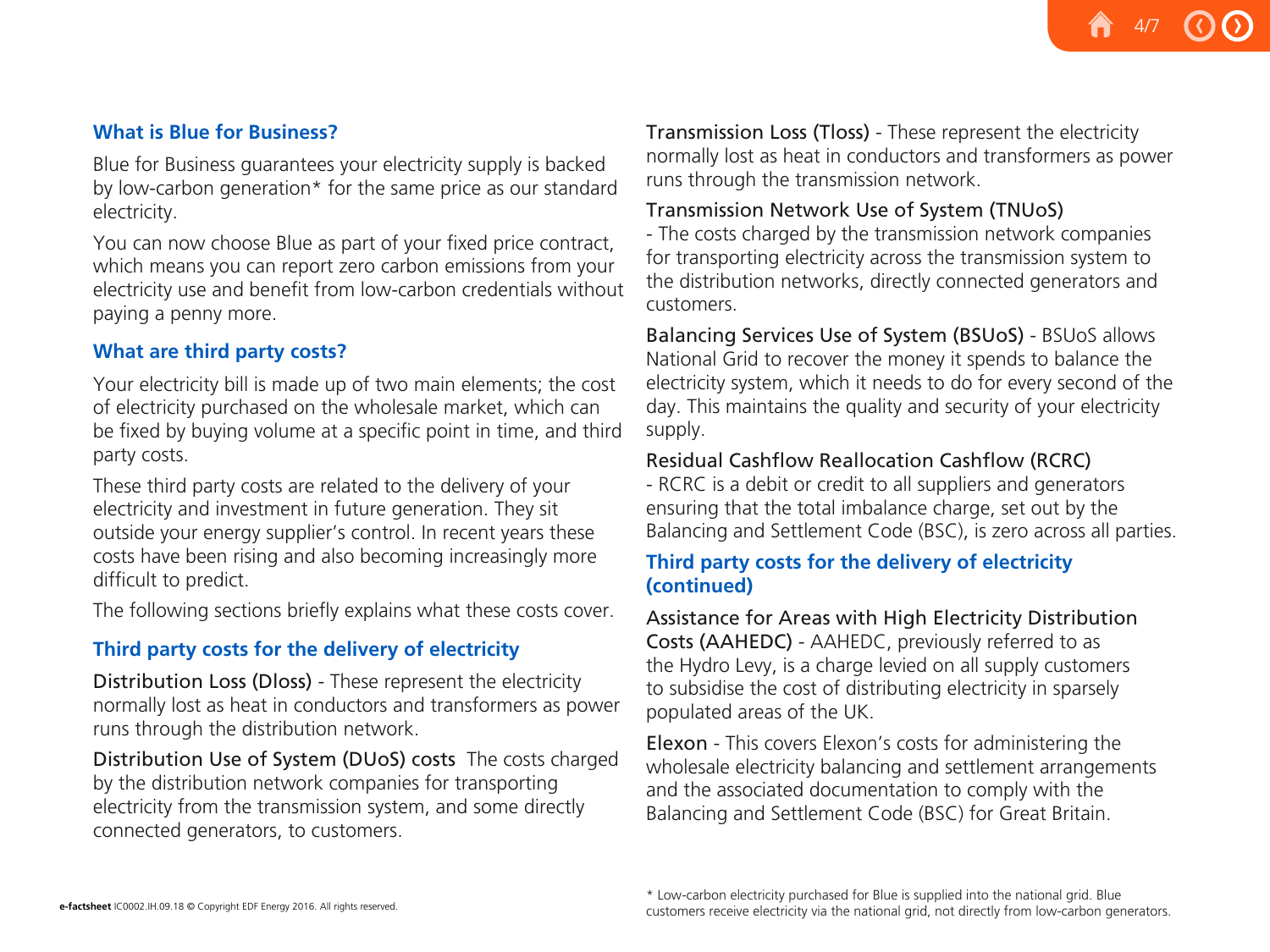## What is Blue for Business?

Blue for Business guarantees your electricity supply is backed by low-carbon generation* for the same price as our standard electricity.

You can now choose Blue as part of your fixed price contract, which means you can report zero carbon emissions from your electricity use and benefit from low-carbon credentials without paying a penny more.

## What are third party costs?

Your electricity bill is made up of two main elements; the cost of electricity purchased on the wholesale market, which can be fixed by buying volume at a specific point in time, and third party costs.

These third party costs are related to the delivery of your electricity and investment in future generation. They sit outside your energy supplier's control. In recent years these costs have been rising and also becoming increasingly more difficult to predict.

The following sections briefly explains what these costs cover.

## Third party costs for the delivery of electricity

Distribution Loss (Dloss) - These represent the electricity normally lost as heat in conductors and transformers as power runs through the distribution network.

Distribution Use of System (DUoS) costs  The costs charged by the distribution network companies for transporting electricity from the transmission system, and some directly connected generators, to customers.

Transmission Loss (Tloss) - These represent the electricity normally lost as heat in conductors and transformers as power runs through the transmission network.

Transmission Network Use of System (TNUoS) - The costs charged by the transmission network companies for transporting electricity across the transmission system to the distribution networks, directly connected generators and customers.

Balancing Services Use of System (BSUoS) - BSUoS allows National Grid to recover the money it spends to balance the electricity system, which it needs to do for every second of the day. This maintains the quality and security of your electricity supply.

Residual Cashflow Reallocation Cashflow (RCRC) - RCRC is a debit or credit to all suppliers and generators ensuring that the total imbalance charge, set out by the Balancing and Settlement Code (BSC), is zero across all parties.

## Third party costs for the delivery of electricity (continued)

Assistance for Areas with High Electricity Distribution Costs (AAHEDC) - AAHEDC, previously referred to as the Hydro Levy, is a charge levied on all supply customers to subsidise the cost of distributing electricity in sparsely populated areas of the UK.

Elexon - This covers Elexon's costs for administering the wholesale electricity balancing and settlement arrangements and the associated documentation to comply with the Balancing and Settlement Code (BSC) for Great Britain.

* Low-carbon electricity purchased for Blue is supplied into the national grid. Blue customers receive electricity via the national grid, not directly from low-carbon generators.

**e-factsheet** IC0002.IH.09.18 © Copyright EDF Energy 2016. All rights reserved.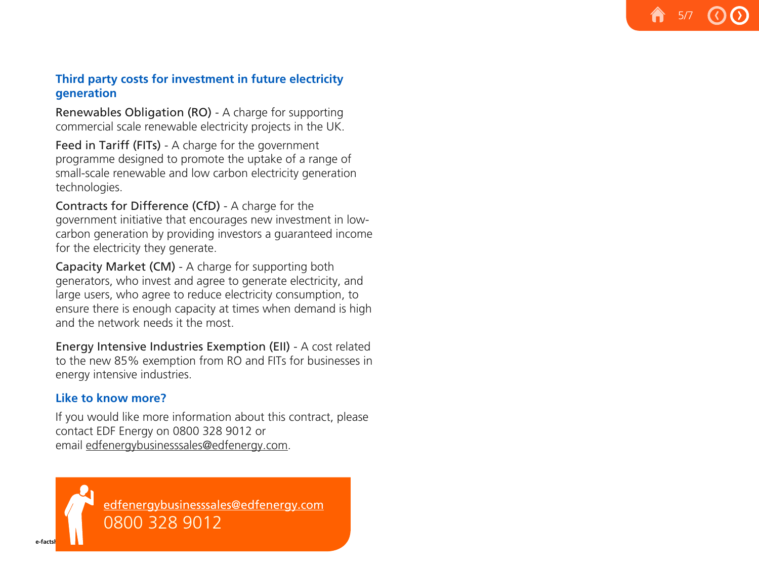## Third party costs for investment in future electricity generation

Renewables Obligation (RO) - A charge for supporting commercial scale renewable electricity projects in the UK.

Feed in Tariff (FITs) - A charge for the government programme designed to promote the uptake of a range of small-scale renewable and low carbon electricity generation technologies.

Contracts for Difference (CfD) - A charge for the government initiative that encourages new investment in low-carbon generation by providing investors a guaranteed income for the electricity they generate.

Capacity Market (CM) - A charge for supporting both generators, who invest and agree to generate electricity, and large users, who agree to reduce electricity consumption, to ensure there is enough capacity at times when demand is high and the network needs it the most.

Energy Intensive Industries Exemption (EII) - A cost related to the new 85% exemption from RO and FITs for businesses in energy intensive industries.

## Like to know more?

If you would like more information about this contract, please contact EDF Energy on 0800 328 9012 or email edfenergybusinesssales@edfenergy.com.

edfenergybusinesssales@edfenergy.com
0800 328 9012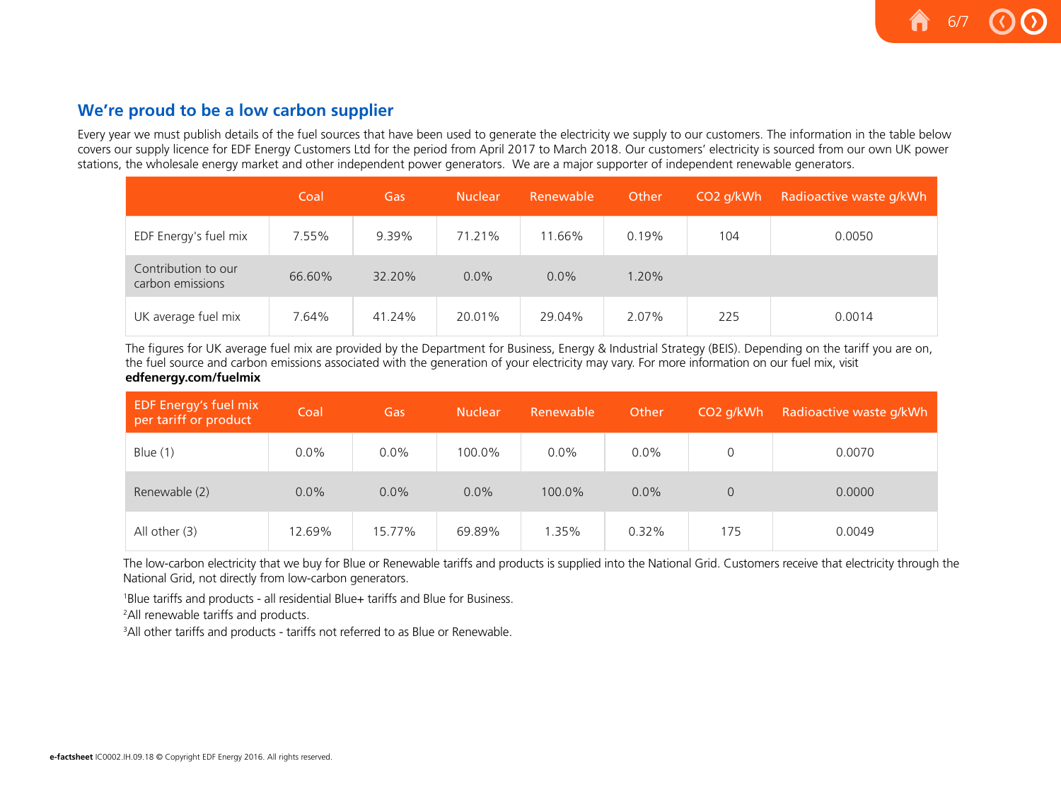## We're proud to be a low carbon supplier

Every year we must publish details of the fuel sources that have been used to generate the electricity we supply to our customers. The information in the table below covers our supply licence for EDF Energy Customers Ltd for the period from April 2017 to March 2018. Our customers' electricity is sourced from our own UK power stations, the wholesale energy market and other independent power generators. We are a major supporter of independent renewable generators.

| | Coal | Gas | Nuclear | Renewable | Other | $CO_2$ g/kWh | Radioactive waste g/kWh |
|---|---|---|---|---|---|---|---|
| EDF Energy's fuel mix | 7.55% | 9.39% | 71.21% | 11.66% | 0.19% | 104 | 0.0050 |
| Contribution to our carbon emissions | 66.60% | 32.20% | 0.0% | 0.0% | 1.20% | | |
| UK average fuel mix | 7.64% | 41.24% | 20.01% | 29.04% | 2.07% | 225 | 0.0014 |

The figures for UK average fuel mix are provided by the Department for Business, Energy & Industrial Strategy (BEIS). Depending on the tariff you are on, the fuel source and carbon emissions associated with the generation of your electricity may vary. For more information on our fuel mix, visit **edfenergy.com/fuelmix**

| EDF Energy's fuel mix per tariff or product | Coal | Gas | Nuclear | Renewable | Other | $CO_2$ g/kWh | Radioactive waste g/kWh |
|---|---|---|---|---|---|---|---|
| Blue (1) | 0.0% | 0.0% | 100.0% | 0.0% | 0.0% | 0 | 0.0070 |
| Renewable (2) | 0.0% | 0.0% | 0.0% | 100.0% | 0.0% | 0 | 0.0000 |
| All other (3) | 12.69% | 15.77% | 69.89% | 1.35% | 0.32% | 175 | 0.0049 |

The low-carbon electricity that we buy for Blue or Renewable tariffs and products is supplied into the National Grid. Customers receive that electricity through the National Grid, not directly from low-carbon generators.

[1]Blue tariffs and products - all residential Blue+ tariffs and Blue for Business.

[2]All renewable tariffs and products.

[3]All other tariffs and products - tariffs not referred to as Blue or Renewable.

**e-factsheet** IC0002.IH.09.18 © Copyright EDF Energy 2016. All rights reserved.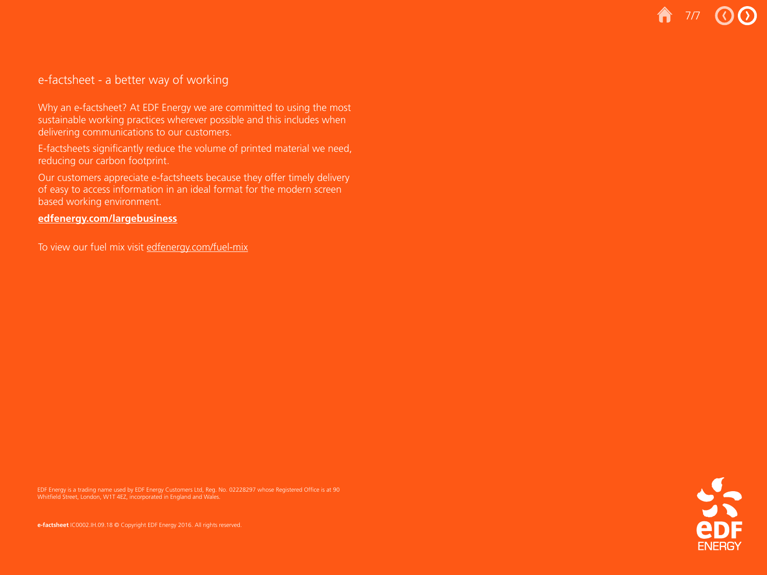## e-factsheet - a better way of working

Why an e-factsheet? At EDF Energy we are committed to using the most sustainable working practices wherever possible and this includes when delivering communications to our customers.

E-factsheets significantly reduce the volume of printed material we need, reducing our carbon footprint.

Our customers appreciate e-factsheets because they offer timely delivery of easy to access information in an ideal format for the modern screen based working environment.

**edfenergy.com/largebusiness**

To view our fuel mix visit edfenergy.com/fuel-mix

EDF Energy is a trading name used by EDF Energy Customers Ltd, Reg. No. 02228297 whose Registered Office is at 90 Whitfield Street, London, W1T 4EZ, incorporated in England and Wales.

**e-factsheet** IC0002.IH.09.18 © Copyright EDF Energy 2016. All rights reserved.